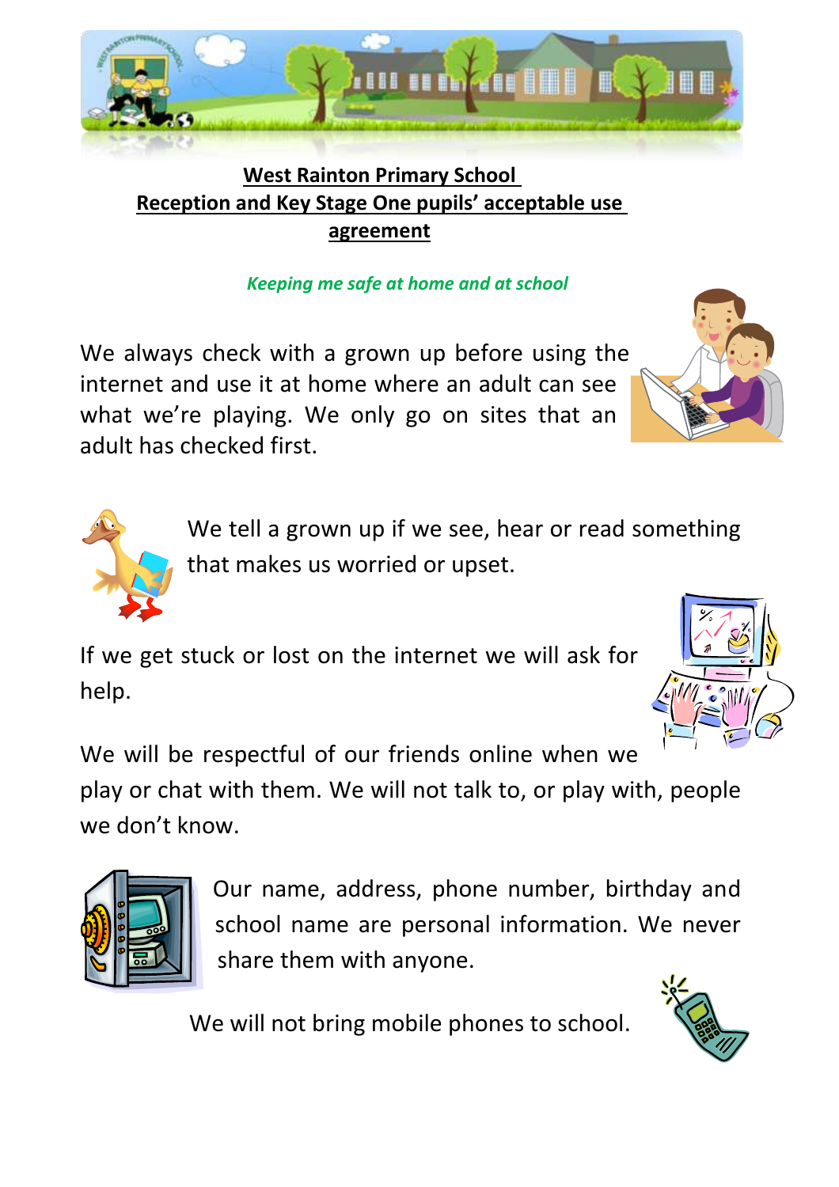# West Rainton Primary School
## Reception and Key Stage One pupils' acceptable use agreement

*Keeping me safe at home and at school*

We always check with a grown up before using the internet and use it at home where an adult can see what we're playing. We only go on sites that an adult has checked first.

We tell a grown up if we see, hear or read something that makes us worried or upset.

If we get stuck or lost on the internet we will ask for help.

We will be respectful of our friends online when we play or chat with them. We will not talk to, or play with, people we don't know.

Our name, address, phone number, birthday and school name are personal information. We never share them with anyone.

We will not bring mobile phones to school.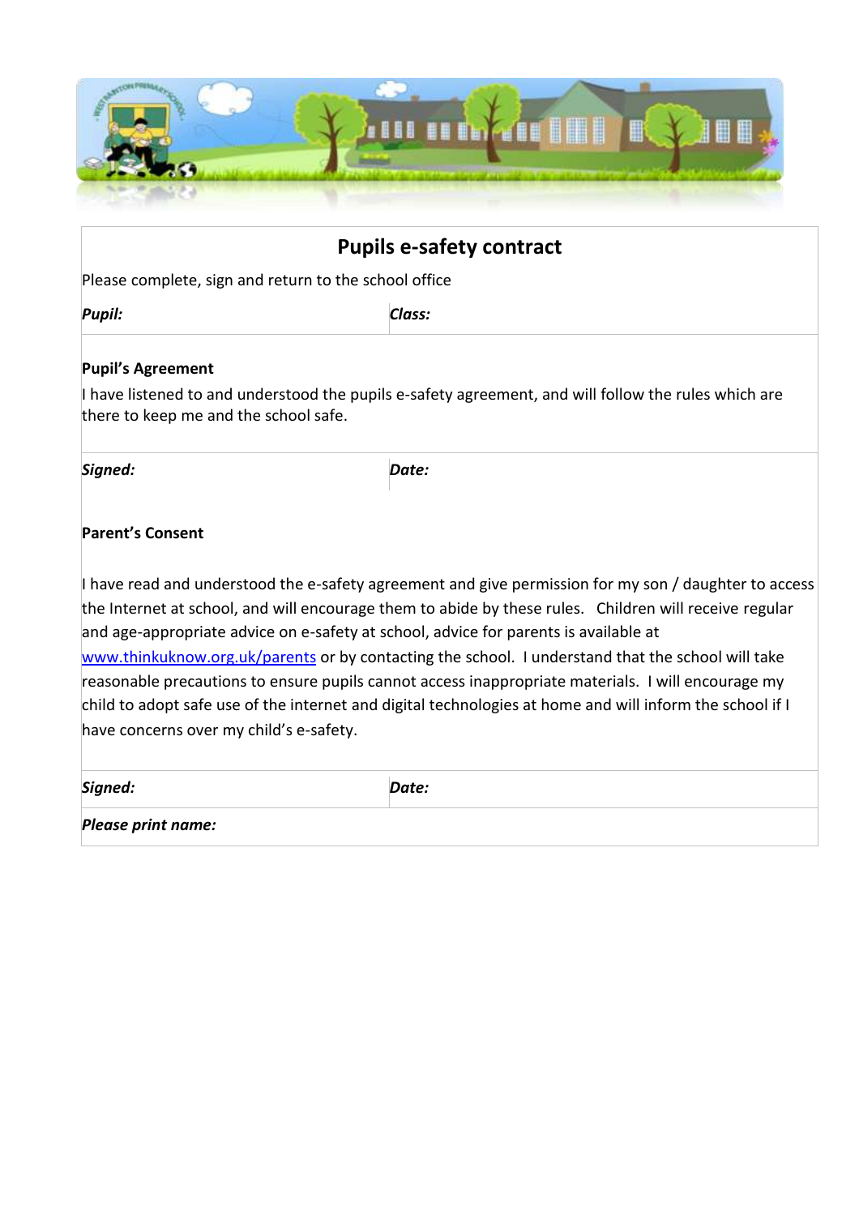## Pupils e-safety contract

Please complete, sign and return to the school office

| | |
|---|---|
| ***Pupil:*** | ***Class:*** |

**Pupil's Agreement**

I have listened to and understood the pupils e-safety agreement, and will follow the rules which are there to keep me and the school safe.

| | |
|---|---|
| ***Signed:*** | ***Date:*** |

**Parent's Consent**

I have read and understood the e-safety agreement and give permission for my son / daughter to access the Internet at school, and will encourage them to abide by these rules. Children will receive regular and age-appropriate advice on e-safety at school, advice for parents is available at [www.thinkuknow.org.uk/parents](http://www.thinkuknow.org.uk/parents) or by contacting the school. I understand that the school will take reasonable precautions to ensure pupils cannot access inappropriate materials. I will encourage my child to adopt safe use of the internet and digital technologies at home and will inform the school if I have concerns over my child's e-safety.

| | |
|---|---|
| ***Signed:*** | ***Date:*** |

***Please print name:***